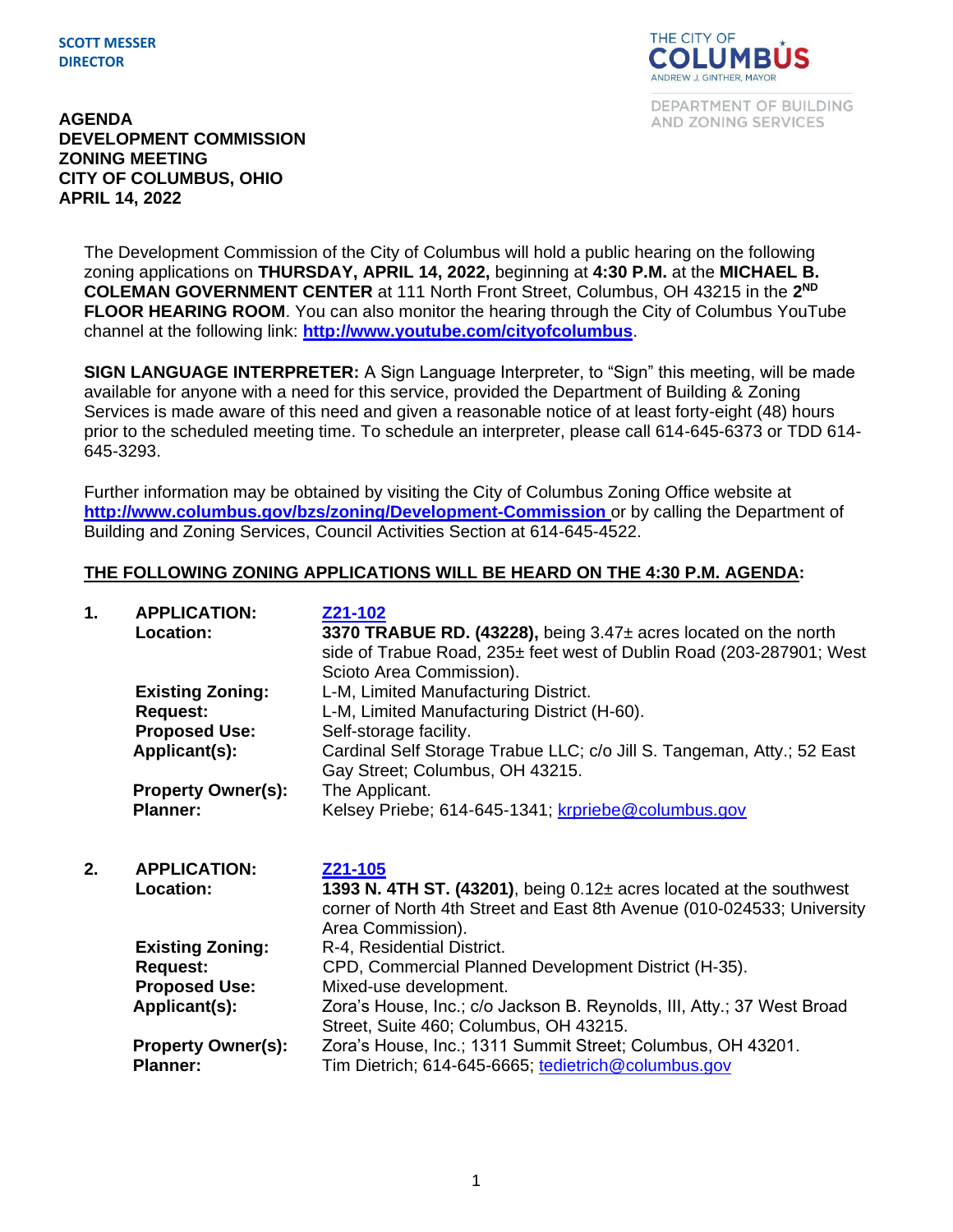**SCOTT MESSER**
**DIRECTOR**

THE CITY OF COLUMBUS
ANDREW J. GINTHER, MAYOR

DEPARTMENT OF BUILDING AND ZONING SERVICES

# AGENDA
# DEVELOPMENT COMMISSION
# ZONING MEETING
# CITY OF COLUMBUS, OHIO
# APRIL 14, 2022

The Development Commission of the City of Columbus will hold a public hearing on the following zoning applications on **THURSDAY, APRIL 14, 2022,** beginning at **4:30 P.M.** at the **MICHAEL B. COLEMAN GOVERNMENT CENTER** at 111 North Front Street, Columbus, OH 43215 in the **2ND FLOOR HEARING ROOM**. You can also monitor the hearing through the City of Columbus YouTube channel at the following link: **http://www.youtube.com/cityofcolumbus**.

**SIGN LANGUAGE INTERPRETER:** A Sign Language Interpreter, to "Sign" this meeting, will be made available for anyone with a need for this service, provided the Department of Building & Zoning Services is made aware of this need and given a reasonable notice of at least forty-eight (48) hours prior to the scheduled meeting time. To schedule an interpreter, please call 614-645-6373 or TDD 614-645-3293.

Further information may be obtained by visiting the City of Columbus Zoning Office website at **http://www.columbus.gov/bzs/zoning/Development-Commission** or by calling the Department of Building and Zoning Services, Council Activities Section at 614-645-4522.

**THE FOLLOWING ZONING APPLICATIONS WILL BE HEARD ON THE 4:30 P.M. AGENDA:**

**1. APPLICATION:** **Z21-102**
**Location:** **3370 TRABUE RD. (43228),** being 3.47± acres located on the north side of Trabue Road, 235± feet west of Dublin Road (203-287901; West Scioto Area Commission).
**Existing Zoning:** L-M, Limited Manufacturing District.
**Request:** L-M, Limited Manufacturing District (H-60).
**Proposed Use:** Self-storage facility.
**Applicant(s):** Cardinal Self Storage Trabue LLC; c/o Jill S. Tangeman, Atty.; 52 East Gay Street; Columbus, OH 43215.
**Property Owner(s):** The Applicant.
**Planner:** Kelsey Priebe; 614-645-1341; krpriebe@columbus.gov

**2. APPLICATION:** **Z21-105**
**Location:** **1393 N. 4TH ST. (43201)**, being 0.12± acres located at the southwest corner of North 4th Street and East 8th Avenue (010-024533; University Area Commission).
**Existing Zoning:** R-4, Residential District.
**Request:** CPD, Commercial Planned Development District (H-35).
**Proposed Use:** Mixed-use development.
**Applicant(s):** Zora's House, Inc.; c/o Jackson B. Reynolds, III, Atty.; 37 West Broad Street, Suite 460; Columbus, OH 43215.
**Property Owner(s):** Zora's House, Inc.; 1311 Summit Street; Columbus, OH 43201.
**Planner:** Tim Dietrich; 614-645-6665; tedietrich@columbus.gov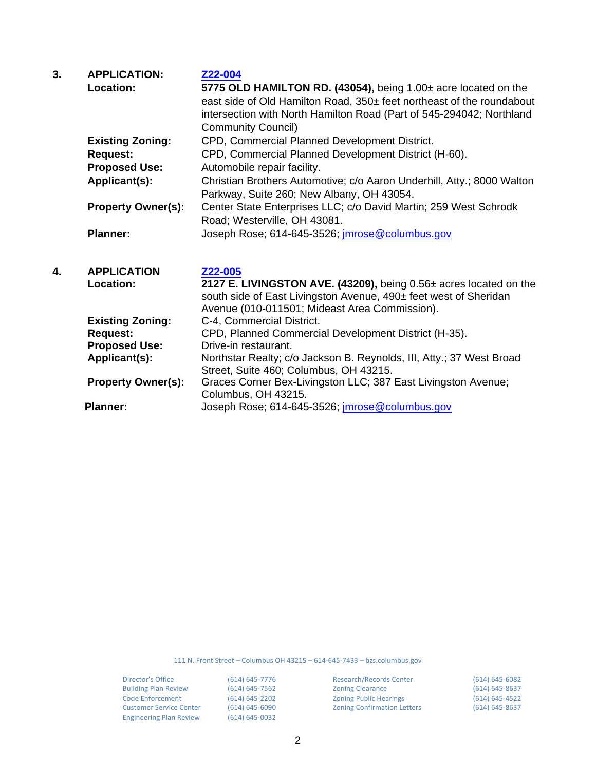**3. APPLICATION:** [Z22-004](Z22-004)

**Location:** **5775 OLD HAMILTON RD. (43054),** being 1.00± acre located on the east side of Old Hamilton Road, 350± feet northeast of the roundabout intersection with North Hamilton Road (Part of 545-294042; Northland Community Council)

**Existing Zoning:** CPD, Commercial Planned Development District.

**Request:** CPD, Commercial Planned Development District (H-60).

**Proposed Use:** Automobile repair facility.

**Applicant(s):** Christian Brothers Automotive; c/o Aaron Underhill, Atty.; 8000 Walton Parkway, Suite 260; New Albany, OH 43054.

**Property Owner(s):** Center State Enterprises LLC; c/o David Martin; 259 West Schrodk Road; Westerville, OH 43081.

**Planner:** Joseph Rose; 614-645-3526; jmrose@columbus.gov

**4. APPLICATION** [Z22-005](Z22-005)

**Location:** **2127 E. LIVINGSTON AVE. (43209),** being 0.56± acres located on the south side of East Livingston Avenue, 490± feet west of Sheridan Avenue (010-011501; Mideast Area Commission).

**Existing Zoning:** C-4, Commercial District.

**Request:** CPD, Planned Commercial Development District (H-35).

**Proposed Use:** Drive-in restaurant.

**Applicant(s):** Northstar Realty; c/o Jackson B. Reynolds, III, Atty.; 37 West Broad Street, Suite 460; Columbus, OH 43215.

**Property Owner(s):** Graces Corner Bex-Livingston LLC; 387 East Livingston Avenue; Columbus, OH 43215.

**Planner:** Joseph Rose; 614-645-3526; jmrose@columbus.gov

111 N. Front Street – Columbus OH 43215 – 614-645-7433 – bzs.columbus.gov

| | | | |
|---|---|---|---|
| Director's Office | (614) 645-7776 | Research/Records Center | (614) 645-6082 |
| Building Plan Review | (614) 645-7562 | Zoning Clearance | (614) 645-8637 |
| Code Enforcement | (614) 645-2202 | Zoning Public Hearings | (614) 645-4522 |
| Customer Service Center | (614) 645-6090 | Zoning Confirmation Letters | (614) 645-8637 |
| Engineering Plan Review | (614) 645-0032 | | |